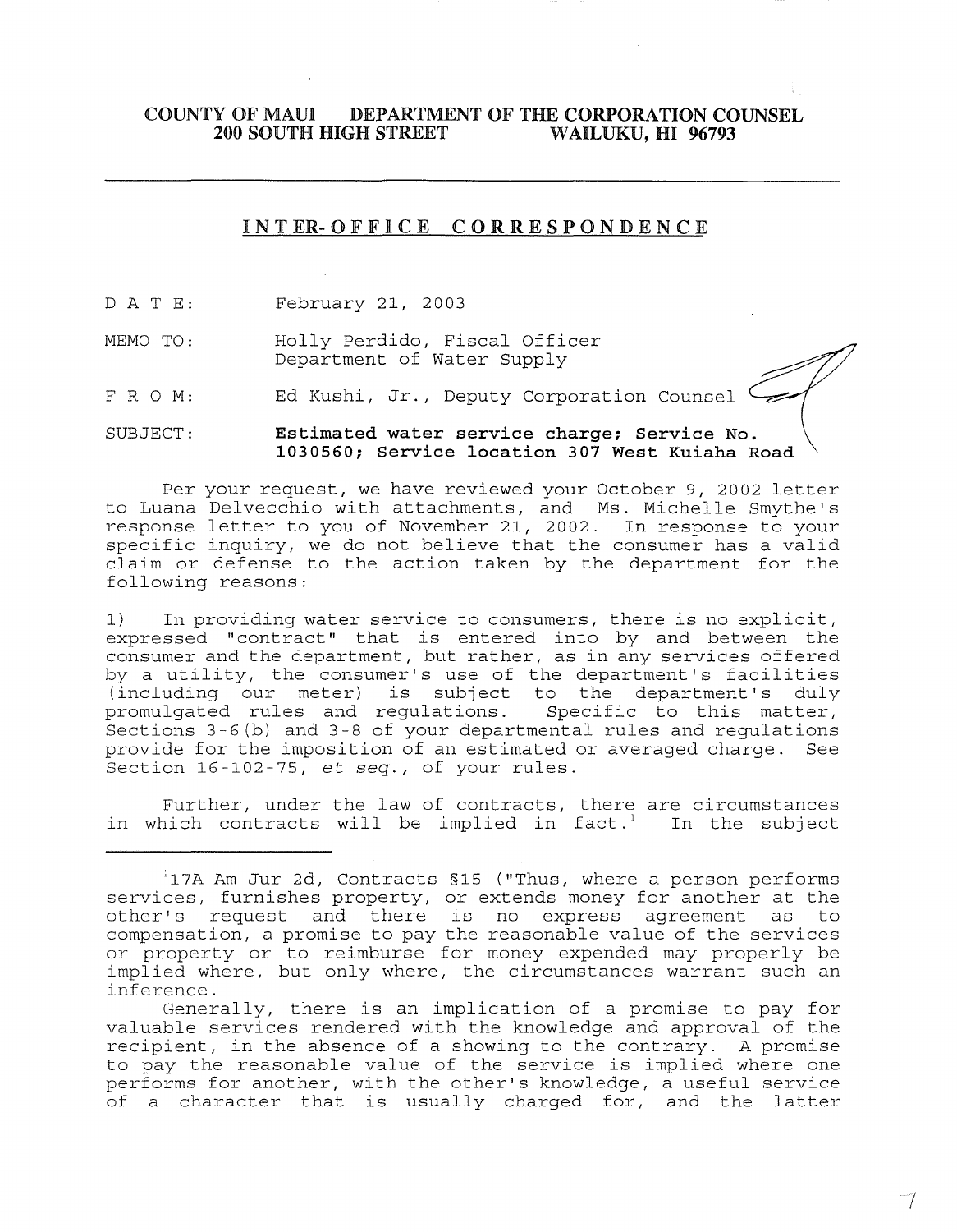**COUNTY OF MAUI DEPARTMENT OF THE CORPORATION COUNSEL**
**200 SOUTH HIGH STREET WAILUKU, HI 96793**

---

## INTER-OFFICE CORRESPONDENCE

DATE: February 21, 2003

MEMO TO: Holly Perdido, Fiscal Officer
Department of Water Supply

FROM: Ed Kushi, Jr., Deputy Corporation Counsel

SUBJECT: **Estimated water service charge; Service No. 1030560; Service location 307 West Kuiaha Road**

Per your request, we have reviewed your October 9, 2002 letter to Luana Delvecchio with attachments, and Ms. Michelle Smythe's response letter to you of November 21, 2002. In response to your specific inquiry, we do not believe that the consumer has a valid claim or defense to the action taken by the department for the following reasons:

1) In providing water service to consumers, there is no explicit, expressed "contract" that is entered into by and between the consumer and the department, but rather, as in any services offered by a utility, the consumer's use of the department's facilities (including our meter) is subject to the department's duly promulgated rules and regulations. Specific to this matter, Sections 3-6(b) and 3-8 of your departmental rules and regulations provide for the imposition of an estimated or averaged charge. See Section 16-102-75, *et seq.*, of your rules.

Further, under the law of contracts, there are circumstances in which contracts will be implied in fact.[1] In the subject

---

[1] 17A Am Jur 2d, Contracts §15 ("Thus, where a person performs services, furnishes property, or extends money for another at the other's request and there is no express agreement as to compensation, a promise to pay the reasonable value of the services or property or to reimburse for money expended may properly be implied where, but only where, the circumstances warrant such an inference.

Generally, there is an implication of a promise to pay for valuable services rendered with the knowledge and approval of the recipient, in the absence of a showing to the contrary. A promise to pay the reasonable value of the service is implied where one performs for another, with the other's knowledge, a useful service of a character that is usually charged for, and the latter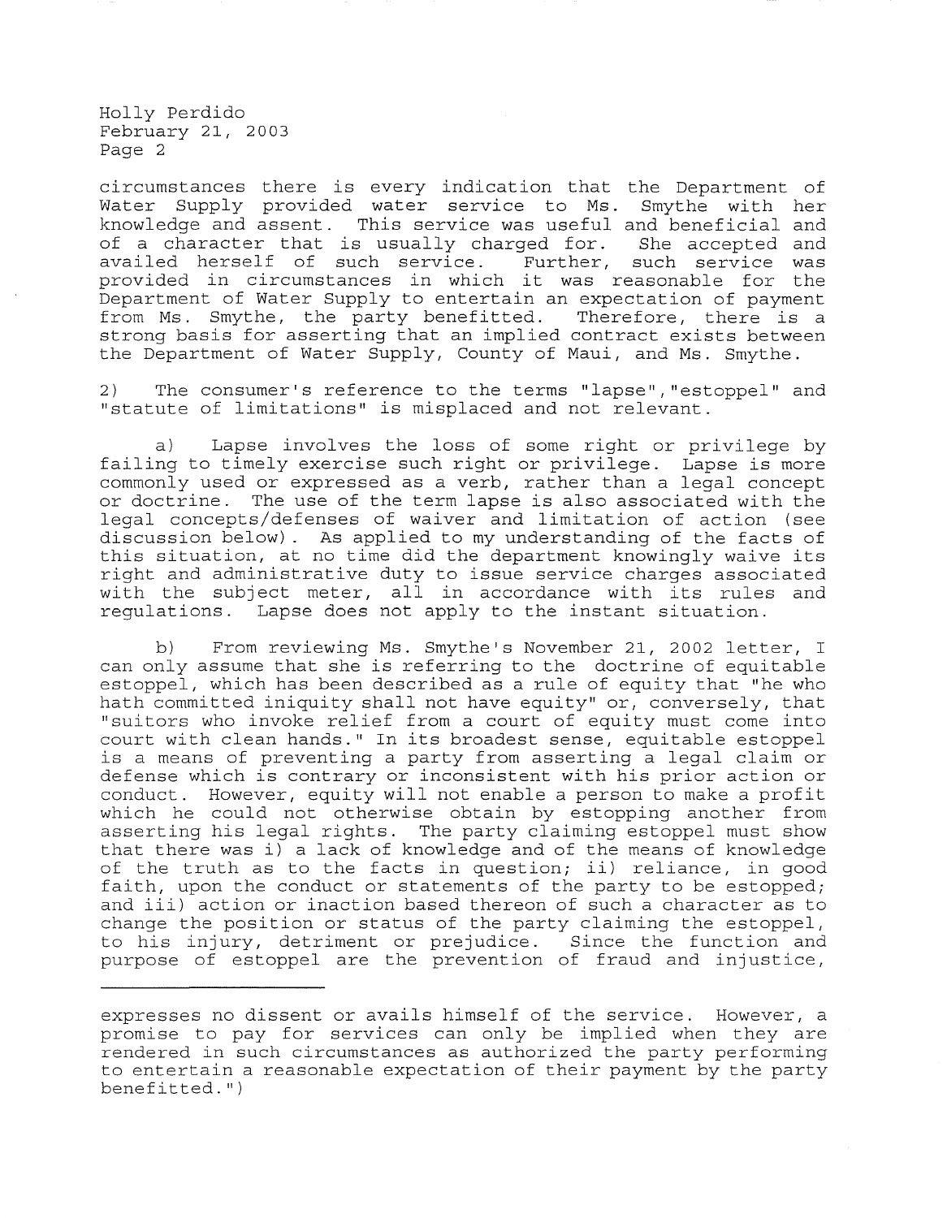circumstances there is every indication that the Department of Water Supply provided water service to Ms. Smythe with her knowledge and assent. This service was useful and beneficial and of a character that is usually charged for. She accepted and availed herself of such service. Further, such service was provided in circumstances in which it was reasonable for the Department of Water Supply to entertain an expectation of payment from Ms. Smythe, the party benefitted. Therefore, there is a strong basis for asserting that an implied contract exists between the Department of Water Supply, County of Maui, and Ms. Smythe.

2) The consumer's reference to the terms "lapse","estoppel" and "statute of limitations" is misplaced and not relevant.

a) Lapse involves the loss of some right or privilege by failing to timely exercise such right or privilege. Lapse is more commonly used or expressed as a verb, rather than a legal concept or doctrine. The use of the term lapse is also associated with the legal concepts/defenses of waiver and limitation of action (see discussion below). As applied to my understanding of the facts of this situation, at no time did the department knowingly waive its right and administrative duty to issue service charges associated with the subject meter, all in accordance with its rules and regulations. Lapse does not apply to the instant situation.

b) From reviewing Ms. Smythe's November 21, 2002 letter, I can only assume that she is referring to the doctrine of equitable estoppel, which has been described as a rule of equity that "he who hath committed iniquity shall not have equity" or, conversely, that "suitors who invoke relief from a court of equity must come into court with clean hands." In its broadest sense, equitable estoppel is a means of preventing a party from asserting a legal claim or defense which is contrary or inconsistent with his prior action or conduct. However, equity will not enable a person to make a profit which he could not otherwise obtain by estopping another from asserting his legal rights. The party claiming estoppel must show that there was i) a lack of knowledge and of the means of knowledge of the truth as to the facts in question; ii) reliance, in good faith, upon the conduct or statements of the party to be estopped; and iii) action or inaction based thereon of such a character as to change the position or status of the party claiming the estoppel, to his injury, detriment or prejudice. Since the function and purpose of estoppel are the prevention of fraud and injustice,

---

expresses no dissent or avails himself of the service. However, a promise to pay for services can only be implied when they are rendered in such circumstances as authorized the party performing to entertain a reasonable expectation of their payment by the party benefitted.")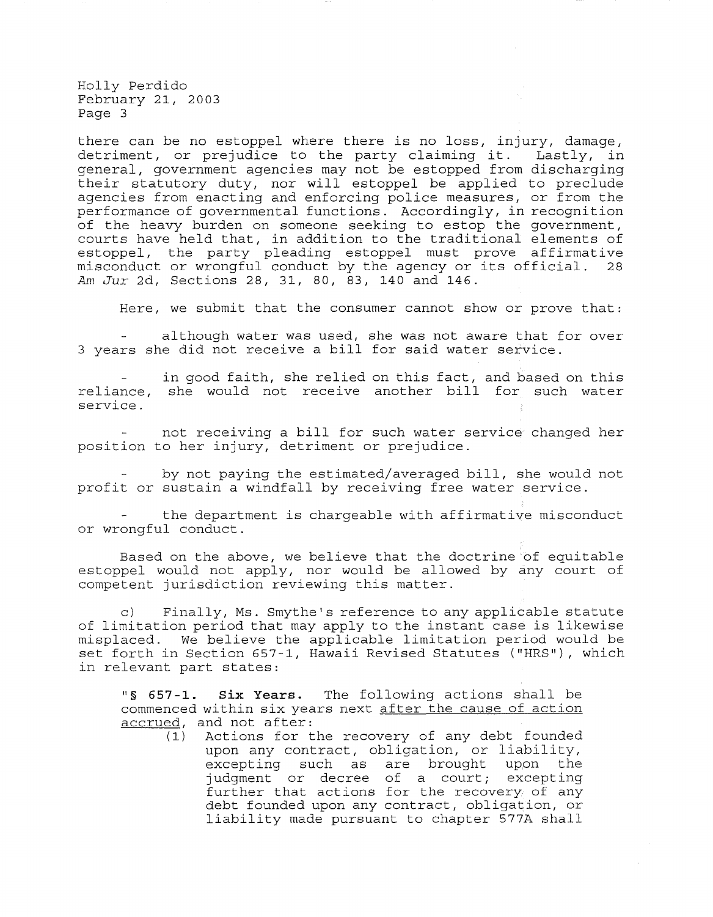there can be no estoppel where there is no loss, injury, damage, detriment, or prejudice to the party claiming it. Lastly, in general, government agencies may not be estopped from discharging their statutory duty, nor will estoppel be applied to preclude agencies from enacting and enforcing police measures, or from the performance of governmental functions. Accordingly, in recognition of the heavy burden on someone seeking to estop the government, courts have held that, in addition to the traditional elements of estoppel, the party pleading estoppel must prove affirmative misconduct or wrongful conduct by the agency or its official. 28 *Am Jur* 2d, Sections 28, 31, 80, 83, 140 and 146.

Here, we submit that the consumer cannot show or prove that:

- although water was used, she was not aware that for over 3 years she did not receive a bill for said water service.

- in good faith, she relied on this fact, and based on this reliance, she would not receive another bill for such water service.

- not receiving a bill for such water service changed her position to her injury, detriment or prejudice.

- by not paying the estimated/averaged bill, she would not profit or sustain a windfall by receiving free water service.

- the department is chargeable with affirmative misconduct or wrongful conduct.

Based on the above, we believe that the doctrine of equitable estoppel would not apply, nor would be allowed by any court of competent jurisdiction reviewing this matter.

c) Finally, Ms. Smythe's reference to any applicable statute of limitation period that may apply to the instant case is likewise misplaced. We believe the applicable limitation period would be set forth in Section 657-1, Hawaii Revised Statutes ("HRS"), which in relevant part states:

> "**§ 657-1. Six Years.** The following actions shall be commenced within six years next <u>after the cause of action accrued</u>, and not after:
>
> (1) Actions for the recovery of any debt founded upon any contract, obligation, or liability, excepting such as are brought upon the judgment or decree of a court; excepting further that actions for the recovery of any debt founded upon any contract, obligation, or liability made pursuant to chapter 577A shall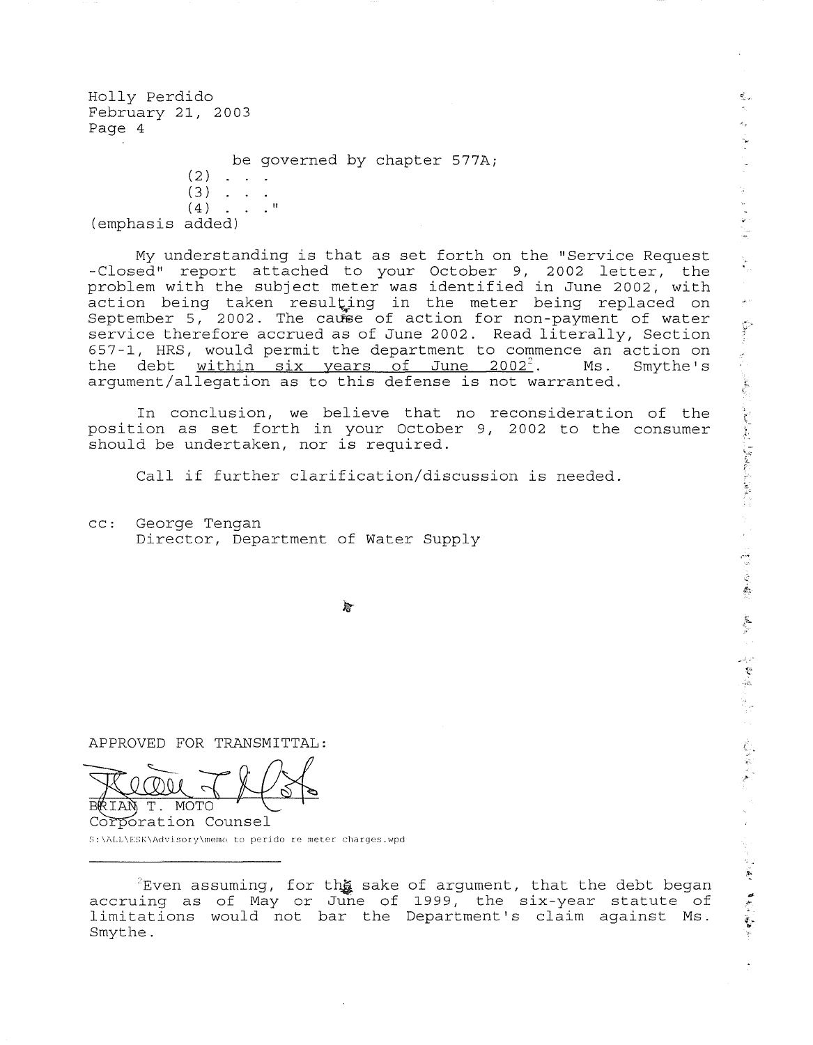be governed by chapter 577A;

(2) . . .

(3) . . .

(4) . . ."

(emphasis added)

My understanding is that as set forth on the "Service Request -Closed" report attached to your October 9, 2002 letter, the problem with the subject meter was identified in June 2002, with action being taken resulting in the meter being replaced on September 5, 2002. The cause of action for non-payment of water service therefore accrued as of June 2002. Read literally, Section 657-1, HRS, would permit the department to commence an action on the debt within six years of June 2002[2]. Ms. Smythe's argument/allegation as to this defense is not warranted.

In conclusion, we believe that no reconsideration of the position as set forth in your October 9, 2002 to the consumer should be undertaken, nor is required.

Call if further clarification/discussion is needed.

cc: George Tengan
Director, Department of Water Supply

APPROVED FOR TRANSMITTAL:

BRIAN T. MOTO
Corporation Counsel

S:\ALL\ESK\Advisory\memo to perido re meter charges.wpd

---

[2]Even assuming, for the sake of argument, that the debt began accruing as of May or June of 1999, the six-year statute of limitations would not bar the Department's claim against Ms. Smythe.